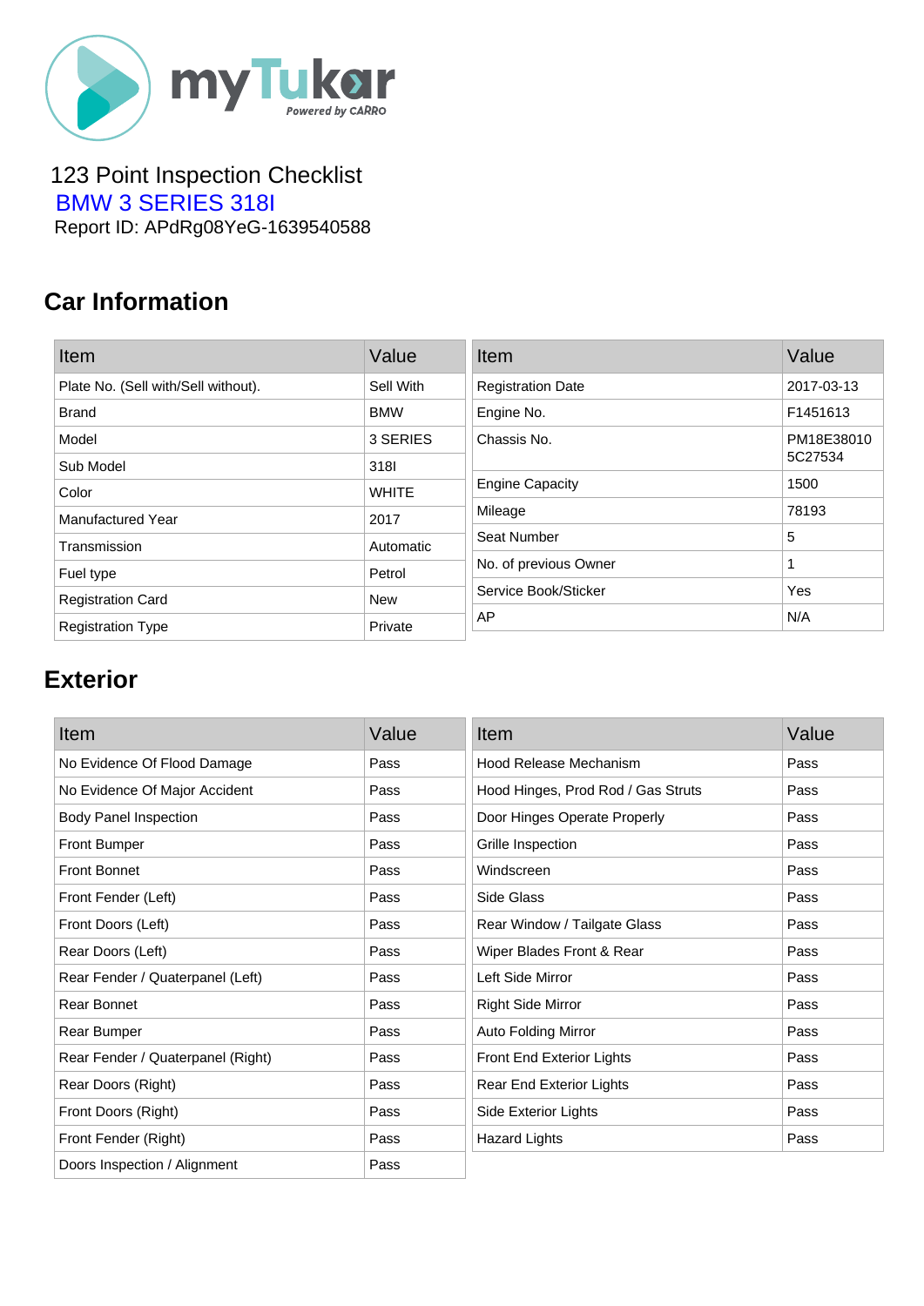myTukar Powered by CARRO

123 Point Inspection Checklist

BMW 3 SERIES 318I

Report ID: APdRg08YeG-1639540588

## Car Information

| Item | Value |
|---|---|
| Plate No. (Sell with/Sell without). | Sell With |
| Brand | BMW |
| Model | 3 SERIES |
| Sub Model | 318I |
| Color | WHITE |
| Manufactured Year | 2017 |
| Transmission | Automatic |
| Fuel type | Petrol |
| Registration Card | New |
| Registration Type | Private |

| Item | Value |
|---|---|
| Registration Date | 2017-03-13 |
| Engine No. | F1451613 |
| Chassis No. | PM18E38010 5C27534 |
| Engine Capacity | 1500 |
| Mileage | 78193 |
| Seat Number | 5 |
| No. of previous Owner | 1 |
| Service Book/Sticker | Yes |
| AP | N/A |

## Exterior

| Item | Value |
|---|---|
| No Evidence Of Flood Damage | Pass |
| No Evidence Of Major Accident | Pass |
| Body Panel Inspection | Pass |
| Front Bumper | Pass |
| Front Bonnet | Pass |
| Front Fender (Left) | Pass |
| Front Doors (Left) | Pass |
| Rear Doors (Left) | Pass |
| Rear Fender / Quaterpanel (Left) | Pass |
| Rear Bonnet | Pass |
| Rear Bumper | Pass |
| Rear Fender / Quaterpanel (Right) | Pass |
| Rear Doors (Right) | Pass |
| Front Doors (Right) | Pass |
| Front Fender (Right) | Pass |
| Doors Inspection / Alignment | Pass |

| Item | Value |
|---|---|
| Hood Release Mechanism | Pass |
| Hood Hinges, Prod Rod / Gas Struts | Pass |
| Door Hinges Operate Properly | Pass |
| Grille Inspection | Pass |
| Windscreen | Pass |
| Side Glass | Pass |
| Rear Window / Tailgate Glass | Pass |
| Wiper Blades Front & Rear | Pass |
| Left Side Mirror | Pass |
| Right Side Mirror | Pass |
| Auto Folding Mirror | Pass |
| Front End Exterior Lights | Pass |
| Rear End Exterior Lights | Pass |
| Side Exterior Lights | Pass |
| Hazard Lights | Pass |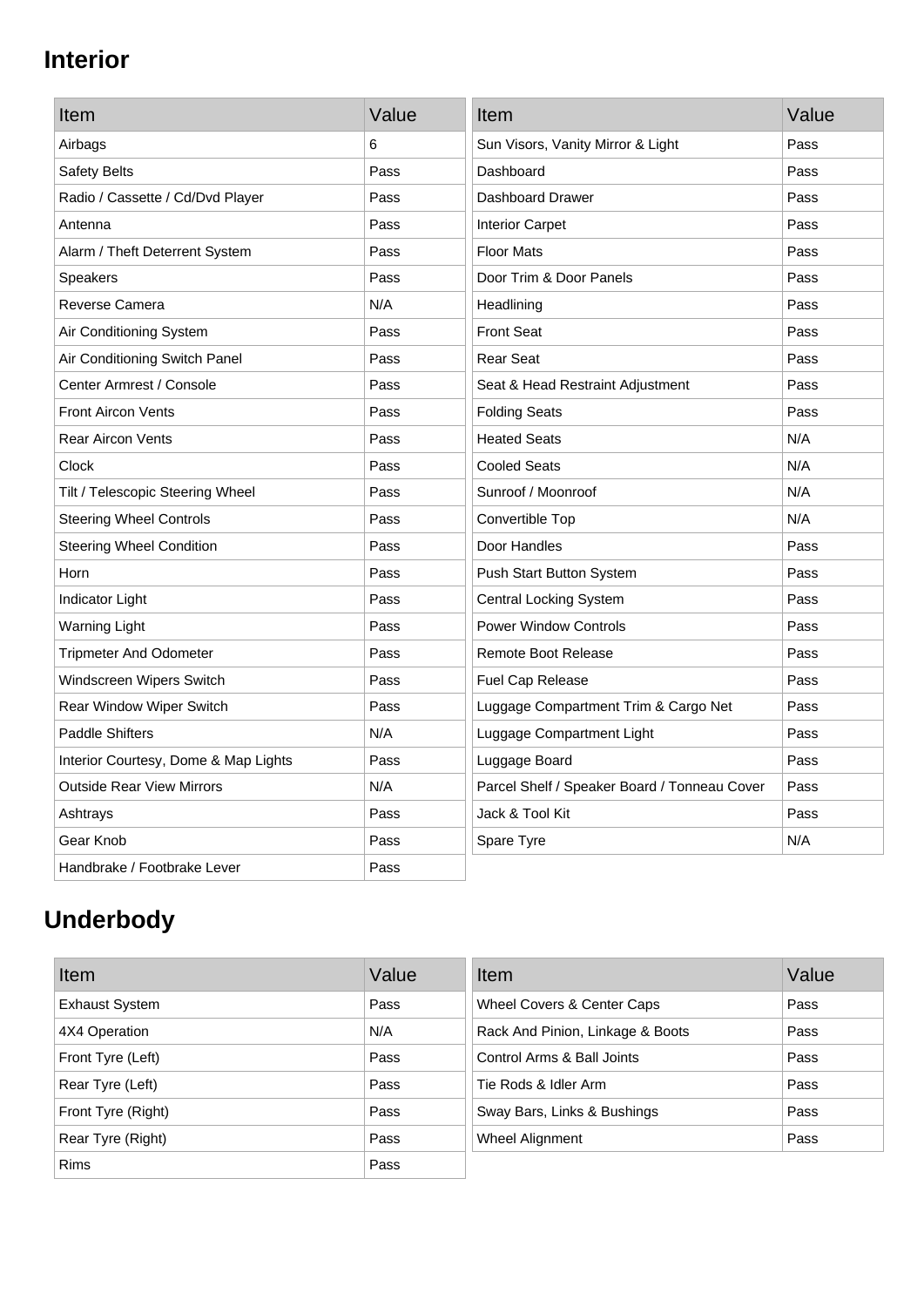## Interior

| Item | Value |
|---|---|
| Airbags | 6 |
| Safety Belts | Pass |
| Radio / Cassette / Cd/Dvd Player | Pass |
| Antenna | Pass |
| Alarm / Theft Deterrent System | Pass |
| Speakers | Pass |
| Reverse Camera | N/A |
| Air Conditioning System | Pass |
| Air Conditioning Switch Panel | Pass |
| Center Armrest / Console | Pass |
| Front Aircon Vents | Pass |
| Rear Aircon Vents | Pass |
| Clock | Pass |
| Tilt / Telescopic Steering Wheel | Pass |
| Steering Wheel Controls | Pass |
| Steering Wheel Condition | Pass |
| Horn | Pass |
| Indicator Light | Pass |
| Warning Light | Pass |
| Tripmeter And Odometer | Pass |
| Windscreen Wipers Switch | Pass |
| Rear Window Wiper Switch | Pass |
| Paddle Shifters | N/A |
| Interior Courtesy, Dome & Map Lights | Pass |
| Outside Rear View Mirrors | N/A |
| Ashtrays | Pass |
| Gear Knob | Pass |
| Handbrake / Footbrake Lever | Pass |

| Item | Value |
|---|---|
| Sun Visors, Vanity Mirror & Light | Pass |
| Dashboard | Pass |
| Dashboard Drawer | Pass |
| Interior Carpet | Pass |
| Floor Mats | Pass |
| Door Trim & Door Panels | Pass |
| Headlining | Pass |
| Front Seat | Pass |
| Rear Seat | Pass |
| Seat & Head Restraint Adjustment | Pass |
| Folding Seats | Pass |
| Heated Seats | N/A |
| Cooled Seats | N/A |
| Sunroof / Moonroof | N/A |
| Convertible Top | N/A |
| Door Handles | Pass |
| Push Start Button System | Pass |
| Central Locking System | Pass |
| Power Window Controls | Pass |
| Remote Boot Release | Pass |
| Fuel Cap Release | Pass |
| Luggage Compartment Trim & Cargo Net | Pass |
| Luggage Compartment Light | Pass |
| Luggage Board | Pass |
| Parcel Shelf / Speaker Board / Tonneau Cover | Pass |
| Jack & Tool Kit | Pass |
| Spare Tyre | N/A |

## Underbody

| Item | Value |
|---|---|
| Exhaust System | Pass |
| 4X4 Operation | N/A |
| Front Tyre (Left) | Pass |
| Rear Tyre (Left) | Pass |
| Front Tyre (Right) | Pass |
| Rear Tyre (Right) | Pass |
| Rims | Pass |

| Item | Value |
|---|---|
| Wheel Covers & Center Caps | Pass |
| Rack And Pinion, Linkage & Boots | Pass |
| Control Arms & Ball Joints | Pass |
| Tie Rods & Idler Arm | Pass |
| Sway Bars, Links & Bushings | Pass |
| Wheel Alignment | Pass |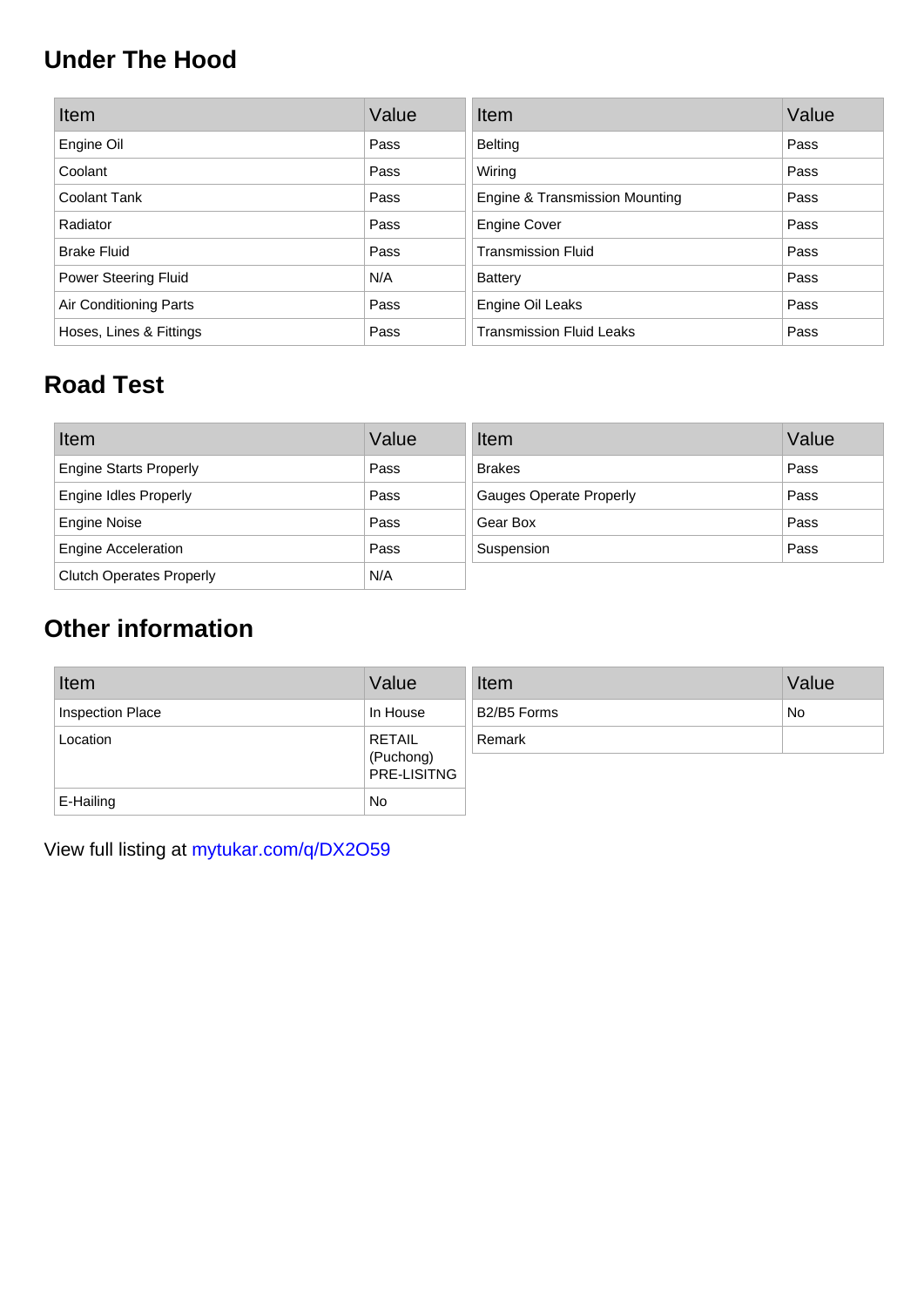## Under The Hood

| Item | Value |
| --- | --- |
| Engine Oil | Pass |
| Coolant | Pass |
| Coolant Tank | Pass |
| Radiator | Pass |
| Brake Fluid | Pass |
| Power Steering Fluid | N/A |
| Air Conditioning Parts | Pass |
| Hoses, Lines & Fittings | Pass |

| Item | Value |
| --- | --- |
| Belting | Pass |
| Wiring | Pass |
| Engine & Transmission Mounting | Pass |
| Engine Cover | Pass |
| Transmission Fluid | Pass |
| Battery | Pass |
| Engine Oil Leaks | Pass |
| Transmission Fluid Leaks | Pass |

## Road Test

| Item | Value |
| --- | --- |
| Engine Starts Properly | Pass |
| Engine Idles Properly | Pass |
| Engine Noise | Pass |
| Engine Acceleration | Pass |
| Clutch Operates Properly | N/A |

| Item | Value |
| --- | --- |
| Brakes | Pass |
| Gauges Operate Properly | Pass |
| Gear Box | Pass |
| Suspension | Pass |

## Other information

| Item | Value |
| --- | --- |
| Inspection Place | In House |
| Location | RETAIL (Puchong) PRE-LISITNG |
| E-Hailing | No |

| Item | Value |
| --- | --- |
| B2/B5 Forms | No |
| Remark | |

View full listing at mytukar.com/q/DX2O59